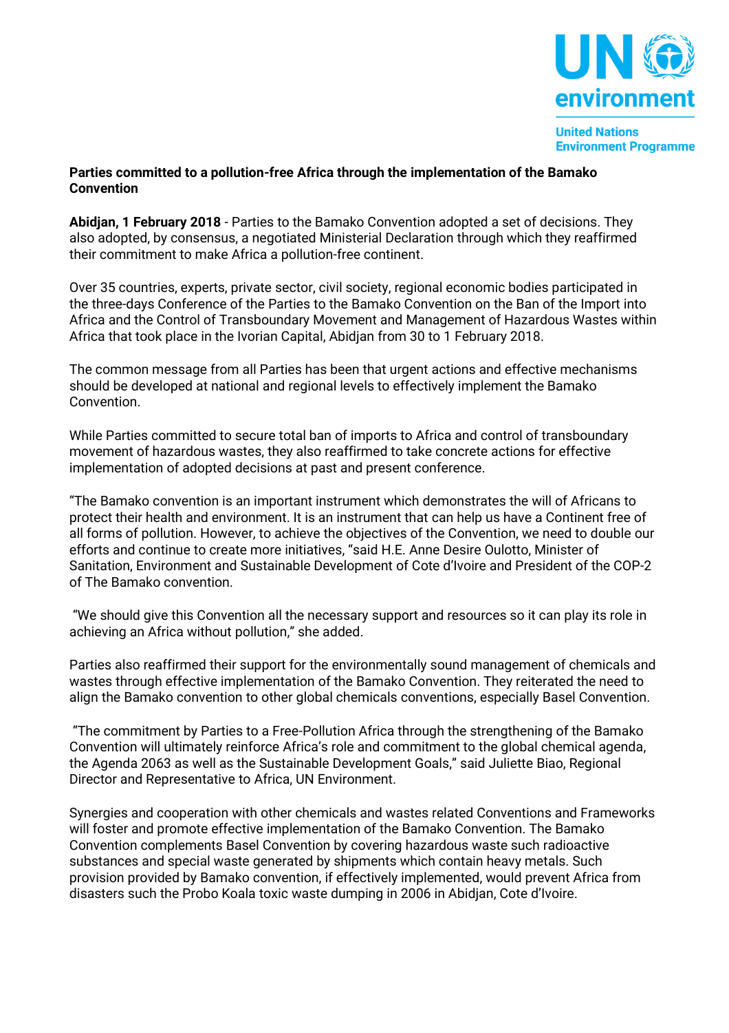UN environment

United Nations Environment Programme

**Parties committed to a pollution-free Africa through the implementation of the Bamako Convention**

**Abidjan, 1 February 2018** - Parties to the Bamako Convention adopted a set of decisions. They also adopted, by consensus, a negotiated Ministerial Declaration through which they reaffirmed their commitment to make Africa a pollution-free continent.

Over 35 countries, experts, private sector, civil society, regional economic bodies participated in the three-days Conference of the Parties to the Bamako Convention on the Ban of the Import into Africa and the Control of Transboundary Movement and Management of Hazardous Wastes within Africa that took place in the Ivorian Capital, Abidjan from 30 to 1 February 2018.

The common message from all Parties has been that urgent actions and effective mechanisms should be developed at national and regional levels to effectively implement the Bamako Convention.

While Parties committed to secure total ban of imports to Africa and control of transboundary movement of hazardous wastes, they also reaffirmed to take concrete actions for effective implementation of adopted decisions at past and present conference.

"The Bamako convention is an important instrument which demonstrates the will of Africans to protect their health and environment. It is an instrument that can help us have a Continent free of all forms of pollution. However, to achieve the objectives of the Convention, we need to double our efforts and continue to create more initiatives, "said H.E. Anne Desire Oulotto, Minister of Sanitation, Environment and Sustainable Development of Cote d'Ivoire and President of the COP-2 of The Bamako convention.

"We should give this Convention all the necessary support and resources so it can play its role in achieving an Africa without pollution," she added.

Parties also reaffirmed their support for the environmentally sound management of chemicals and wastes through effective implementation of the Bamako Convention. They reiterated the need to align the Bamako convention to other global chemicals conventions, especially Basel Convention.

"The commitment by Parties to a Free-Pollution Africa through the strengthening of the Bamako Convention will ultimately reinforce Africa's role and commitment to the global chemical agenda, the Agenda 2063 as well as the Sustainable Development Goals," said Juliette Biao, Regional Director and Representative to Africa, UN Environment.

Synergies and cooperation with other chemicals and wastes related Conventions and Frameworks will foster and promote effective implementation of the Bamako Convention. The Bamako Convention complements Basel Convention by covering hazardous waste such radioactive substances and special waste generated by shipments which contain heavy metals. Such provision provided by Bamako convention, if effectively implemented, would prevent Africa from disasters such the Probo Koala toxic waste dumping in 2006 in Abidjan, Cote d'Ivoire.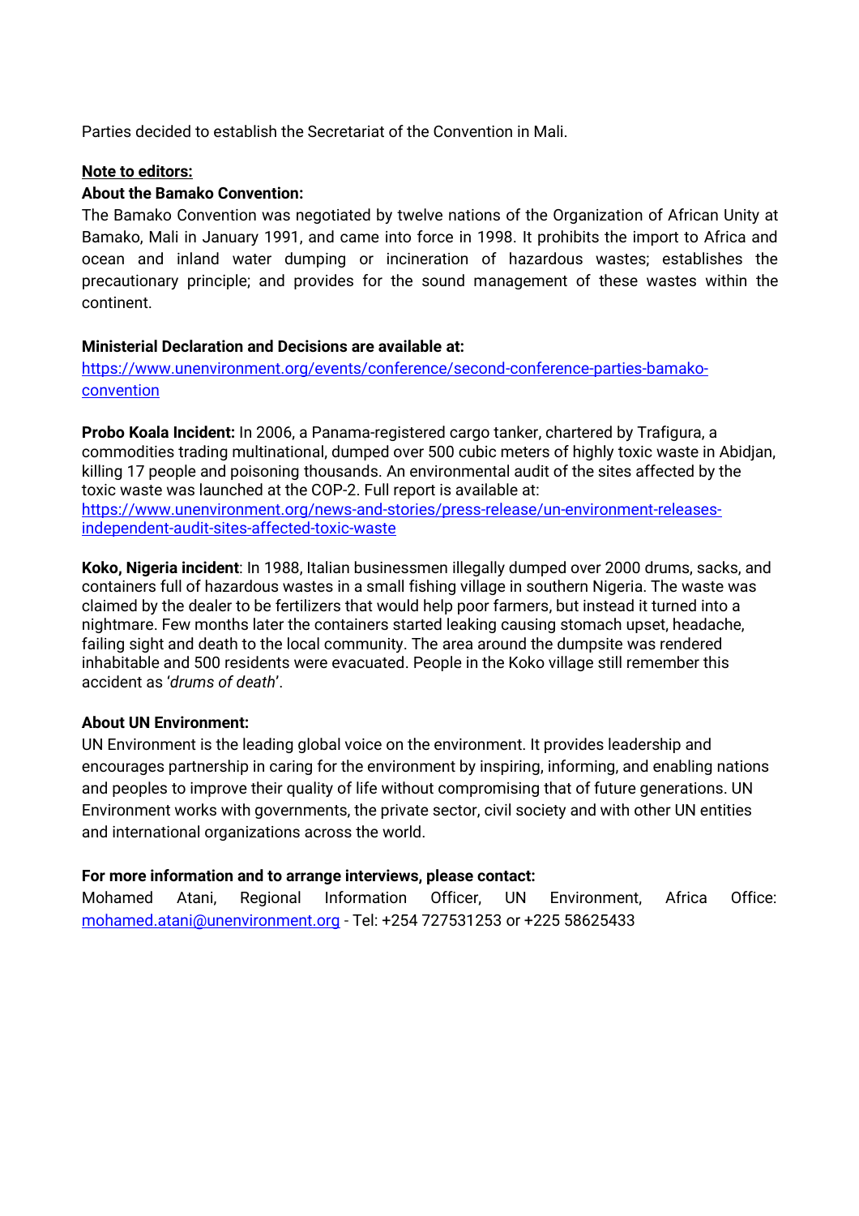Parties decided to establish the Secretariat of the Convention in Mali.

**Note to editors:**

**About the Bamako Convention:**

The Bamako Convention was negotiated by twelve nations of the Organization of African Unity at Bamako, Mali in January 1991, and came into force in 1998. It prohibits the import to Africa and ocean and inland water dumping or incineration of hazardous wastes; establishes the precautionary principle; and provides for the sound management of these wastes within the continent.

**Ministerial Declaration and Decisions are available at:**
[https://www.unenvironment.org/events/conference/second-conference-parties-bamako-convention](https://www.unenvironment.org/events/conference/second-conference-parties-bamako-convention)

**Probo Koala Incident:** In 2006, a Panama-registered cargo tanker, chartered by Trafigura, a commodities trading multinational, dumped over 500 cubic meters of highly toxic waste in Abidjan, killing 17 people and poisoning thousands. An environmental audit of the sites affected by the toxic waste was launched at the COP-2. Full report is available at: [https://www.unenvironment.org/news-and-stories/press-release/un-environment-releases-independent-audit-sites-affected-toxic-waste](https://www.unenvironment.org/news-and-stories/press-release/un-environment-releases-independent-audit-sites-affected-toxic-waste)

**Koko, Nigeria incident**: In 1988, Italian businessmen illegally dumped over 2000 drums, sacks, and containers full of hazardous wastes in a small fishing village in southern Nigeria. The waste was claimed by the dealer to be fertilizers that would help poor farmers, but instead it turned into a nightmare. Few months later the containers started leaking causing stomach upset, headache, failing sight and death to the local community. The area around the dumpsite was rendered inhabitable and 500 residents were evacuated. People in the Koko village still remember this accident as '*drums of death*'.

**About UN Environment:**

UN Environment is the leading global voice on the environment. It provides leadership and encourages partnership in caring for the environment by inspiring, informing, and enabling nations and peoples to improve their quality of life without compromising that of future generations. UN Environment works with governments, the private sector, civil society and with other UN entities and international organizations across the world.

**For more information and to arrange interviews, please contact:**

Mohamed Atani, Regional Information Officer, UN Environment, Africa Office: [mohamed.atani@unenvironment.org](mailto:mohamed.atani@unenvironment.org) - Tel: +254 727531253 or +225 58625433